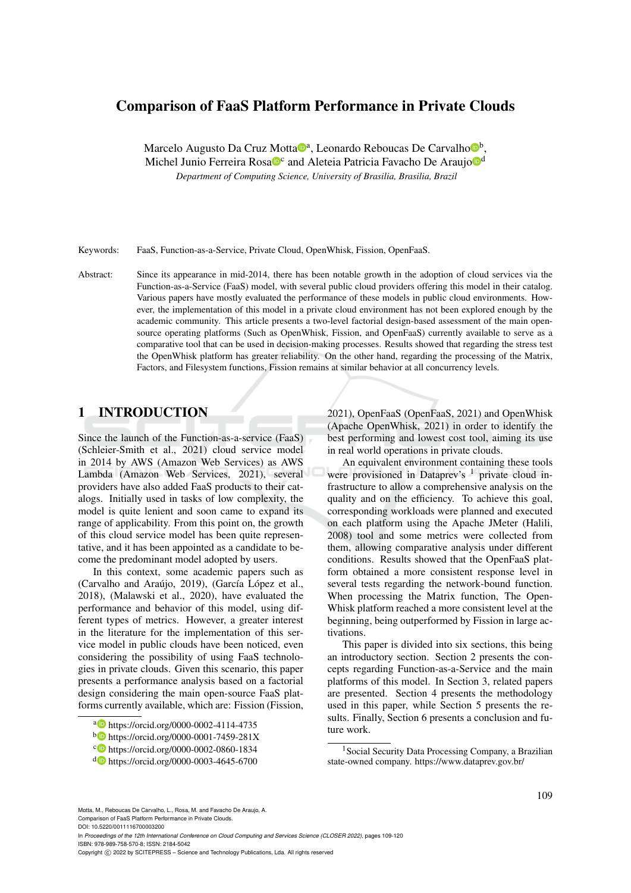# Comparison of FaaS Platform Performance in Private Clouds

Marcelo Augusto Da Cruz Motta[a], Leonardo Reboucas De Carvalho[b], Michel Junio Ferreira Rosa[c] and Aleteia Patricia Favacho De Araujo[d]

*Department of Computing Science, University of Brasilia, Brasilia, Brazil*

Keywords: FaaS, Function-as-a-Service, Private Cloud, OpenWhisk, Fission, OpenFaaS.

Abstract: Since its appearance in mid-2014, there has been notable growth in the adoption of cloud services via the Function-as-a-Service (FaaS) model, with several public cloud providers offering this model in their catalog. Various papers have mostly evaluated the performance of these models in public cloud environments. However, the implementation of this model in a private cloud environment has not been explored enough by the academic community. This article presents a two-level factorial design-based assessment of the main open-source operating platforms (Such as OpenWhisk, Fission, and OpenFaaS) currently available to serve as a comparative tool that can be used in decision-making processes. Results showed that regarding the stress test the OpenWhisk platform has greater reliability. On the other hand, regarding the processing of the Matrix, Factors, and Filesystem functions, Fission remains at similar behavior at all concurrency levels.

## 1 INTRODUCTION

Since the launch of the Function-as-a-service (FaaS) (Schleier-Smith et al., 2021) cloud service model in 2014 by AWS (Amazon Web Services) as AWS Lambda (Amazon Web Services, 2021), several providers have also added FaaS products to their catalogs. Initially used in tasks of low complexity, the model is quite lenient and soon came to expand its range of applicability. From this point on, the growth of this cloud service model has been quite representative, and it has been appointed as a candidate to become the predominant model adopted by users.

In this context, some academic papers such as (Carvalho and Araújo, 2019), (García López et al., 2018), (Malawski et al., 2020), have evaluated the performance and behavior of this model, using different types of metrics. However, a greater interest in the literature for the implementation of this service model in public clouds have been noticed, even considering the possibility of using FaaS technologies in private clouds. Given this scenario, this paper presents a performance analysis based on a factorial design considering the main open-source FaaS platforms currently available, which are: Fission (Fission, 2021), OpenFaaS (OpenFaaS, 2021) and OpenWhisk (Apache OpenWhisk, 2021) in order to identify the best performing and lowest cost tool, aiming its use in real world operations in private clouds.

An equivalent environment containing these tools were provisioned in Dataprev's [1] private cloud infrastructure to allow a comprehensive analysis on the quality and on the efficiency. To achieve this goal, corresponding workloads were planned and executed on each platform using the Apache JMeter (Halili, 2008) tool and some metrics were collected from them, allowing comparative analysis under different conditions. Results showed that the OpenFaaS platform obtained a more consistent response level in several tests regarding the network-bound function. When processing the Matrix function, The OpenWhisk platform reached a more consistent level at the beginning, being outperformed by Fission in large activations.

This paper is divided into six sections, this being an introductory section. Section 2 presents the concepts regarding Function-as-a-Service and the main platforms of this model. In Section 3, related papers are presented. Section 4 presents the methodology used in this paper, while Section 5 presents the results. Finally, Section 6 presents a conclusion and future work.

[a] https://orcid.org/0000-0002-4114-4735
[b] https://orcid.org/0000-0001-7459-281X
[c] https://orcid.org/0000-0002-0860-1834
[d] https://orcid.org/0000-0003-4645-6700

[1] Social Security Data Processing Company, a Brazilian state-owned company. https://www.dataprev.gov.br/

Motta, M., Reboucas De Carvalho, L., Rosa, M. and Favacho De Araujo, A.
Comparison of FaaS Platform Performance in Private Clouds.
DOI: 10.5220/0011116700003200
In *Proceedings of the 12th International Conference on Cloud Computing and Services Science (CLOSER 2022)*, pages 109-120
ISBN: 978-989-758-570-8; ISSN: 2184-5042
Copyright © 2022 by SCITEPRESS – Science and Technology Publications, Lda. All rights reserved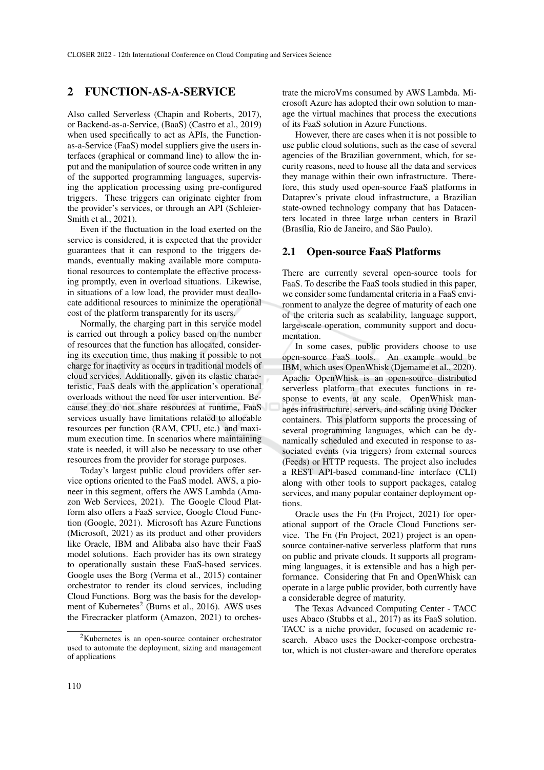## 2 FUNCTION-AS-A-SERVICE

Also called Serverless (Chapin and Roberts, 2017), or Backend-as-a-Service, (BaaS) (Castro et al., 2019) when used specifically to act as APIs, the Function-as-a-Service (FaaS) model suppliers give the users interfaces (graphical or command line) to allow the input and the manipulation of source code written in any of the supported programming languages, supervising the application processing using pre-configured triggers. These triggers can originate eighter from the provider's services, or through an API (Schleier-Smith et al., 2021).

Even if the fluctuation in the load exerted on the service is considered, it is expected that the provider guarantees that it can respond to the triggers demands, eventually making available more computational resources to contemplate the effective processing promptly, even in overload situations. Likewise, in situations of a low load, the provider must deallocate additional resources to minimize the operational cost of the platform transparently for its users.

Normally, the charging part in this service model is carried out through a policy based on the number of resources that the function has allocated, considering its execution time, thus making it possible to not charge for inactivity as occurs in traditional models of cloud services. Additionally, given its elastic characteristic, FaaS deals with the application's operational overloads without the need for user intervention. Because they do not share resources at runtime, FaaS services usually have limitations related to allocable resources per function (RAM, CPU, etc.) and maximum execution time. In scenarios where maintaining state is needed, it will also be necessary to use other resources from the provider for storage purposes.

Today's largest public cloud providers offer service options oriented to the FaaS model. AWS, a pioneer in this segment, offers the AWS Lambda (Amazon Web Services, 2021). The Google Cloud Platform also offers a FaaS service, Google Cloud Function (Google, 2021). Microsoft has Azure Functions (Microsoft, 2021) as its product and other providers like Oracle, IBM and Alibaba also have their FaaS model solutions. Each provider has its own strategy to operationally sustain these FaaS-based services. Google uses the Borg (Verma et al., 2015) container orchestrator to render its cloud services, including Cloud Functions. Borg was the basis for the development of Kubernetes[2] (Burns et al., 2016). AWS uses the Firecracker platform (Amazon, 2021) to orchestrate the microVms consumed by AWS Lambda. Microsoft Azure has adopted their own solution to manage the virtual machines that process the executions of its FaaS solution in Azure Functions.

However, there are cases when it is not possible to use public cloud solutions, such as the case of several agencies of the Brazilian government, which, for security reasons, need to house all the data and services they manage within their own infrastructure. Therefore, this study used open-source FaaS platforms in Dataprev's private cloud infrastructure, a Brazilian state-owned technology company that has Datacenters located in three large urban centers in Brazil (Brasília, Rio de Janeiro, and São Paulo).

### 2.1 Open-source FaaS Platforms

There are currently several open-source tools for FaaS. To describe the FaaS tools studied in this paper, we consider some fundamental criteria in a FaaS environment to analyze the degree of maturity of each one of the criteria such as scalability, language support, large-scale operation, community support and documentation.

In some cases, public providers choose to use open-source FaaS tools. An example would be IBM, which uses OpenWhisk (Djemame et al., 2020). Apache OpenWhisk is an open-source distributed serverless platform that executes functions in response to events, at any scale. OpenWhisk manages infrastructure, servers, and scaling using Docker containers. This platform supports the processing of several programming languages, which can be dynamically scheduled and executed in response to associated events (via triggers) from external sources (Feeds) or HTTP requests. The project also includes a REST API-based command-line interface (CLI) along with other tools to support packages, catalog services, and many popular container deployment options.

Oracle uses the Fn (Fn Project, 2021) for operational support of the Oracle Cloud Functions service. The Fn (Fn Project, 2021) project is an open-source container-native serverless platform that runs on public and private clouds. It supports all programming languages, it is extensible and has a high performance. Considering that Fn and OpenWhisk can operate in a large public provider, both currently have a considerable degree of maturity.

The Texas Advanced Computing Center - TACC uses Abaco (Stubbs et al., 2017) as its FaaS solution. TACC is a niche provider, focused on academic research. Abaco uses the Docker-compose orchestrator, which is not cluster-aware and therefore operates

[2] Kubernetes is an open-source container orchestrator used to automate the deployment, sizing and management of applications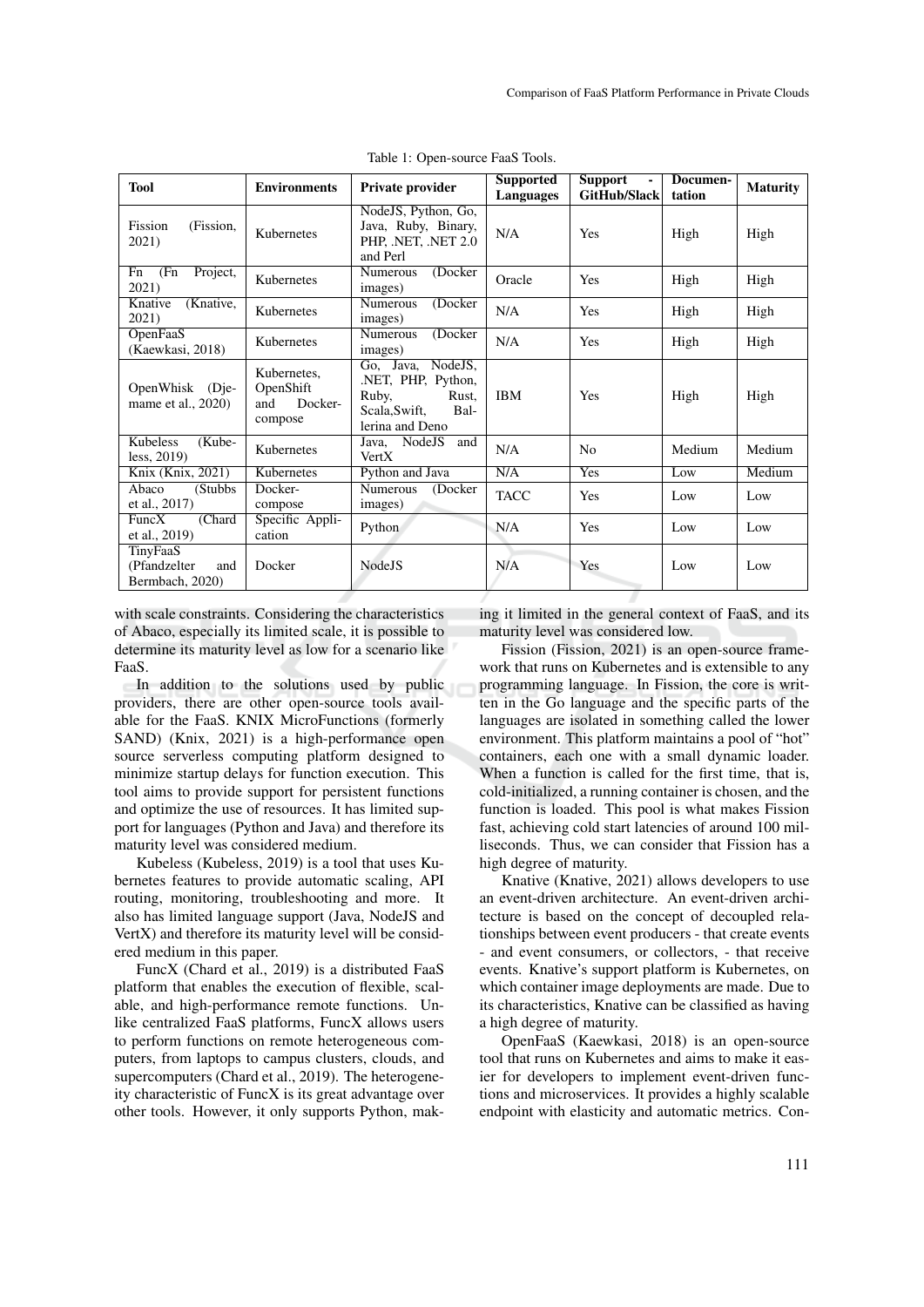Table 1: Open-source FaaS Tools.

| Tool | Environments | Private provider | Supported Languages | Support - GitHub/Slack | Documen-tation | Maturity |
|---|---|---|---|---|---|---|
| Fission (Fission, 2021) | Kubernetes | NodeJS, Python, Go, Java, Ruby, Binary, PHP, .NET, .NET 2.0 and Perl | N/A | Yes | High | High |
| Fn (Fn Project, 2021) | Kubernetes | Numerous (Docker images) | Oracle | Yes | High | High |
| Knative (Knative, 2021) | Kubernetes | Numerous (Docker images) | N/A | Yes | High | High |
| OpenFaaS (Kaewkasi, 2018) | Kubernetes | Numerous (Docker images) | N/A | Yes | High | High |
| OpenWhisk (Djemame et al., 2020) | Kubernetes, OpenShift and Docker-compose | Go, Java, NodeJS, .NET, PHP, Python, Ruby, Rust, Scala,Swift, Ballerina and Deno | IBM | Yes | High | High |
| Kubeless (Kubeless, 2019) | Kubernetes | Java, NodeJS and VertX | N/A | No | Medium | Medium |
| Knix (Knix, 2021) | Kubernetes | Python and Java | N/A | Yes | Low | Medium |
| Abaco (Stubbs et al., 2017) | Docker-compose | Numerous (Docker images) | TACC | Yes | Low | Low |
| FuncX (Chard et al., 2019) | Specific Application | Python | N/A | Yes | Low | Low |
| TinyFaaS (Pfandzelter and Bermbach, 2020) | Docker | NodeJS | N/A | Yes | Low | Low |

with scale constraints. Considering the characteristics of Abaco, especially its limited scale, it is possible to determine its maturity level as low for a scenario like FaaS.

In addition to the solutions used by public providers, there are other open-source tools available for the FaaS. KNIX MicroFunctions (formerly SAND) (Knix, 2021) is a high-performance open source serverless computing platform designed to minimize startup delays for function execution. This tool aims to provide support for persistent functions and optimize the use of resources. It has limited support for languages (Python and Java) and therefore its maturity level was considered medium.

Kubeless (Kubeless, 2019) is a tool that uses Kubernetes features to provide automatic scaling, API routing, monitoring, troubleshooting and more. It also has limited language support (Java, NodeJS and VertX) and therefore its maturity level will be considered medium in this paper.

FuncX (Chard et al., 2019) is a distributed FaaS platform that enables the execution of flexible, scalable, and high-performance remote functions. Unlike centralized FaaS platforms, FuncX allows users to perform functions on remote heterogeneous computers, from laptops to campus clusters, clouds, and supercomputers (Chard et al., 2019). The heterogeneity characteristic of FuncX is its great advantage over other tools. However, it only supports Python, making it limited in the general context of FaaS, and its maturity level was considered low.

Fission (Fission, 2021) is an open-source framework that runs on Kubernetes and is extensible to any programming language. In Fission, the core is written in the Go language and the specific parts of the languages are isolated in something called the lower environment. This platform maintains a pool of "hot" containers, each one with a small dynamic loader. When a function is called for the first time, that is, cold-initialized, a running container is chosen, and the function is loaded. This pool is what makes Fission fast, achieving cold start latencies of around 100 milliseconds. Thus, we can consider that Fission has a high degree of maturity.

Knative (Knative, 2021) allows developers to use an event-driven architecture. An event-driven architecture is based on the concept of decoupled relationships between event producers - that create events - and event consumers, or collectors, - that receive events. Knative's support platform is Kubernetes, on which container image deployments are made. Due to its characteristics, Knative can be classified as having a high degree of maturity.

OpenFaaS (Kaewkasi, 2018) is an open-source tool that runs on Kubernetes and aims to make it easier for developers to implement event-driven functions and microservices. It provides a highly scalable endpoint with elasticity and automatic metrics. Con-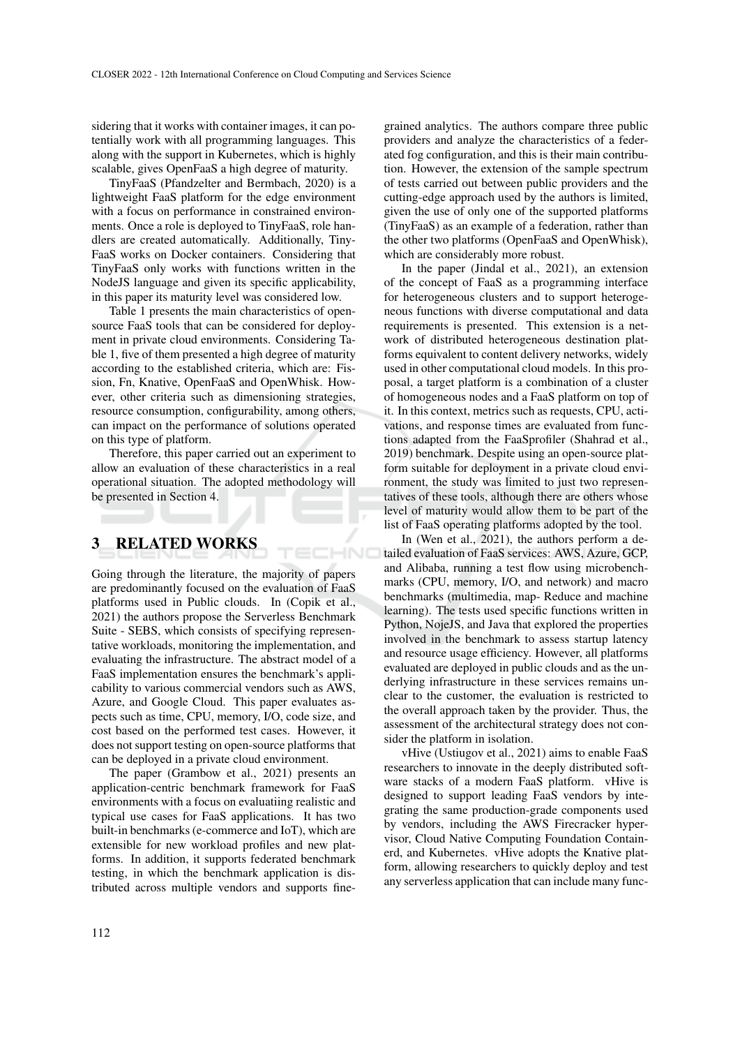sidering that it works with container images, it can potentially work with all programming languages. This along with the support in Kubernetes, which is highly scalable, gives OpenFaaS a high degree of maturity.

TinyFaaS (Pfandzelter and Bermbach, 2020) is a lightweight FaaS platform for the edge environment with a focus on performance in constrained environments. Once a role is deployed to TinyFaaS, role handlers are created automatically. Additionally, TinyFaaS works on Docker containers. Considering that TinyFaaS only works with functions written in the NodeJS language and given its specific applicability, in this paper its maturity level was considered low.

Table 1 presents the main characteristics of open-source FaaS tools that can be considered for deployment in private cloud environments. Considering Table 1, five of them presented a high degree of maturity according to the established criteria, which are: Fission, Fn, Knative, OpenFaaS and OpenWhisk. However, other criteria such as dimensioning strategies, resource consumption, configurability, among others, can impact on the performance of solutions operated on this type of platform.

Therefore, this paper carried out an experiment to allow an evaluation of these characteristics in a real operational situation. The adopted methodology will be presented in Section 4.

## 3 RELATED WORKS

Going through the literature, the majority of papers are predominantly focused on the evaluation of FaaS platforms used in Public clouds. In (Copik et al., 2021) the authors propose the Serverless Benchmark Suite - SEBS, which consists of specifying representative workloads, monitoring the implementation, and evaluating the infrastructure. The abstract model of a FaaS implementation ensures the benchmark's applicability to various commercial vendors such as AWS, Azure, and Google Cloud. This paper evaluates aspects such as time, CPU, memory, I/O, code size, and cost based on the performed test cases. However, it does not support testing on open-source platforms that can be deployed in a private cloud environment.

The paper (Grambow et al., 2021) presents an application-centric benchmark framework for FaaS environments with a focus on evaluatiing realistic and typical use cases for FaaS applications. It has two built-in benchmarks (e-commerce and IoT), which are extensible for new workload profiles and new platforms. In addition, it supports federated benchmark testing, in which the benchmark application is distributed across multiple vendors and supports fine-grained analytics. The authors compare three public providers and analyze the characteristics of a federated fog configuration, and this is their main contribution. However, the extension of the sample spectrum of tests carried out between public providers and the cutting-edge approach used by the authors is limited, given the use of only one of the supported platforms (TinyFaaS) as an example of a federation, rather than the other two platforms (OpenFaaS and OpenWhisk), which are considerably more robust.

In the paper (Jindal et al., 2021), an extension of the concept of FaaS as a programming interface for heterogeneous clusters and to support heterogeneous functions with diverse computational and data requirements is presented. This extension is a network of distributed heterogeneous destination platforms equivalent to content delivery networks, widely used in other computational cloud models. In this proposal, a target platform is a combination of a cluster of homogeneous nodes and a FaaS platform on top of it. In this context, metrics such as requests, CPU, activations, and response times are evaluated from functions adapted from the FaaSprofiler (Shahrad et al., 2019) benchmark. Despite using an open-source platform suitable for deployment in a private cloud environment, the study was limited to just two representatives of these tools, although there are others whose level of maturity would allow them to be part of the list of FaaS operating platforms adopted by the tool.

In (Wen et al., 2021), the authors perform a detailed evaluation of FaaS services: AWS, Azure, GCP, and Alibaba, running a test flow using microbenchmarks (CPU, memory, I/O, and network) and macro benchmarks (multimedia, map- Reduce and machine learning). The tests used specific functions written in Python, NojeJS, and Java that explored the properties involved in the benchmark to assess startup latency and resource usage efficiency. However, all platforms evaluated are deployed in public clouds and as the underlying infrastructure in these services remains unclear to the customer, the evaluation is restricted to the overall approach taken by the provider. Thus, the assessment of the architectural strategy does not consider the platform in isolation.

vHive (Ustiugov et al., 2021) aims to enable FaaS researchers to innovate in the deeply distributed software stacks of a modern FaaS platform. vHive is designed to support leading FaaS vendors by integrating the same production-grade components used by vendors, including the AWS Firecracker hypervisor, Cloud Native Computing Foundation Containerd, and Kubernetes. vHive adopts the Knative platform, allowing researchers to quickly deploy and test any serverless application that can include many func-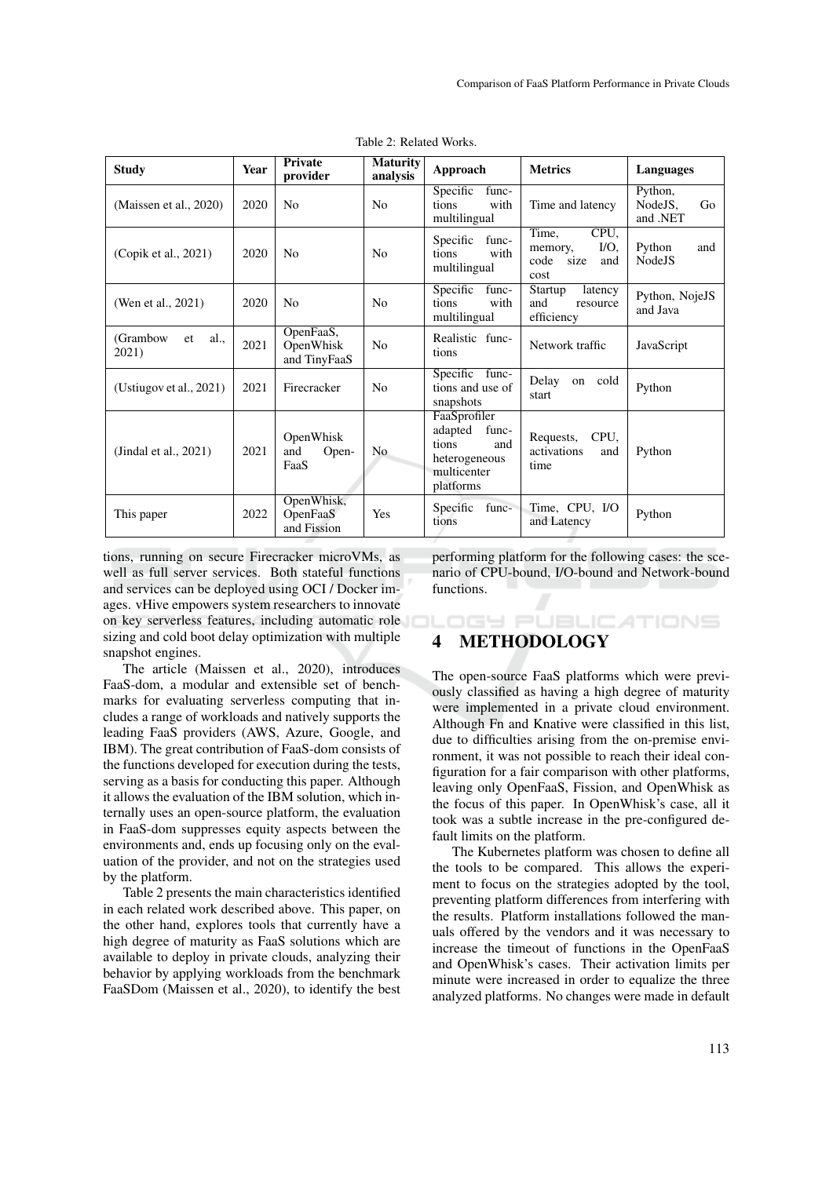Table 2: Related Works.

| Study | Year | Private provider | Maturity analysis | Approach | Metrics | Languages |
|---|---|---|---|---|---|---|
| (Maissen et al., 2020) | 2020 | No | No | Specific functions with multilingual | Time and latency | Python, NodeJS, Go and .NET |
| (Copik et al., 2021) | 2020 | No | No | Specific functions with multilingual | Time, CPU, memory, I/O, code size and cost | Python and NodeJS |
| (Wen et al., 2021) | 2020 | No | No | Specific functions with multilingual | Startup latency and resource efficiency | Python, NojeJS and Java |
| (Grambow et al., 2021) | 2021 | OpenFaaS, OpenWhisk and TinyFaaS | No | Realistic functions | Network traffic | JavaScript |
| (Ustiugov et al., 2021) | 2021 | Firecracker | No | Specific functions and use of snapshots | Delay on cold start | Python |
| (Jindal et al., 2021) | 2021 | OpenWhisk and OpenFaaS | No | FaaSprofiler adapted functions and heterogeneous multicenter platforms | Requests, CPU, activations and time | Python |
| This paper | 2022 | OpenWhisk, OpenFaaS and Fission | Yes | Specific functions | Time, CPU, I/O and Latency | Python |

tions, running on secure Firecracker microVMs, as well as full server services. Both stateful functions and services can be deployed using OCI / Docker images. vHive empowers system researchers to innovate on key serverless features, including automatic role sizing and cold boot delay optimization with multiple snapshot engines.

The article (Maissen et al., 2020), introduces FaaS-dom, a modular and extensible set of benchmarks for evaluating serverless computing that includes a range of workloads and natively supports the leading FaaS providers (AWS, Azure, Google, and IBM). The great contribution of FaaS-dom consists of the functions developed for execution during the tests, serving as a basis for conducting this paper. Although it allows the evaluation of the IBM solution, which internally uses an open-source platform, the evaluation in FaaS-dom suppresses equity aspects between the environments and, ends up focusing only on the evaluation of the provider, and not on the strategies used by the platform.

Table 2 presents the main characteristics identified in each related work described above. This paper, on the other hand, explores tools that currently have a high degree of maturity as FaaS solutions which are available to deploy in private clouds, analyzing their behavior by applying workloads from the benchmark FaaSDom (Maissen et al., 2020), to identify the best performing platform for the following cases: the scenario of CPU-bound, I/O-bound and Network-bound functions.

## 4 METHODOLOGY

The open-source FaaS platforms which were previously classified as having a high degree of maturity were implemented in a private cloud environment. Although Fn and Knative were classified in this list, due to difficulties arising from the on-premise environment, it was not possible to reach their ideal configuration for a fair comparison with other platforms, leaving only OpenFaaS, Fission, and OpenWhisk as the focus of this paper. In OpenWhisk's case, all it took was a subtle increase in the pre-configured default limits on the platform.

The Kubernetes platform was chosen to define all the tools to be compared. This allows the experiment to focus on the strategies adopted by the tool, preventing platform differences from interfering with the results. Platform installations followed the manuals offered by the vendors and it was necessary to increase the timeout of functions in the OpenFaaS and OpenWhisk's cases. Their activation limits per minute were increased in order to equalize the three analyzed platforms. No changes were made in default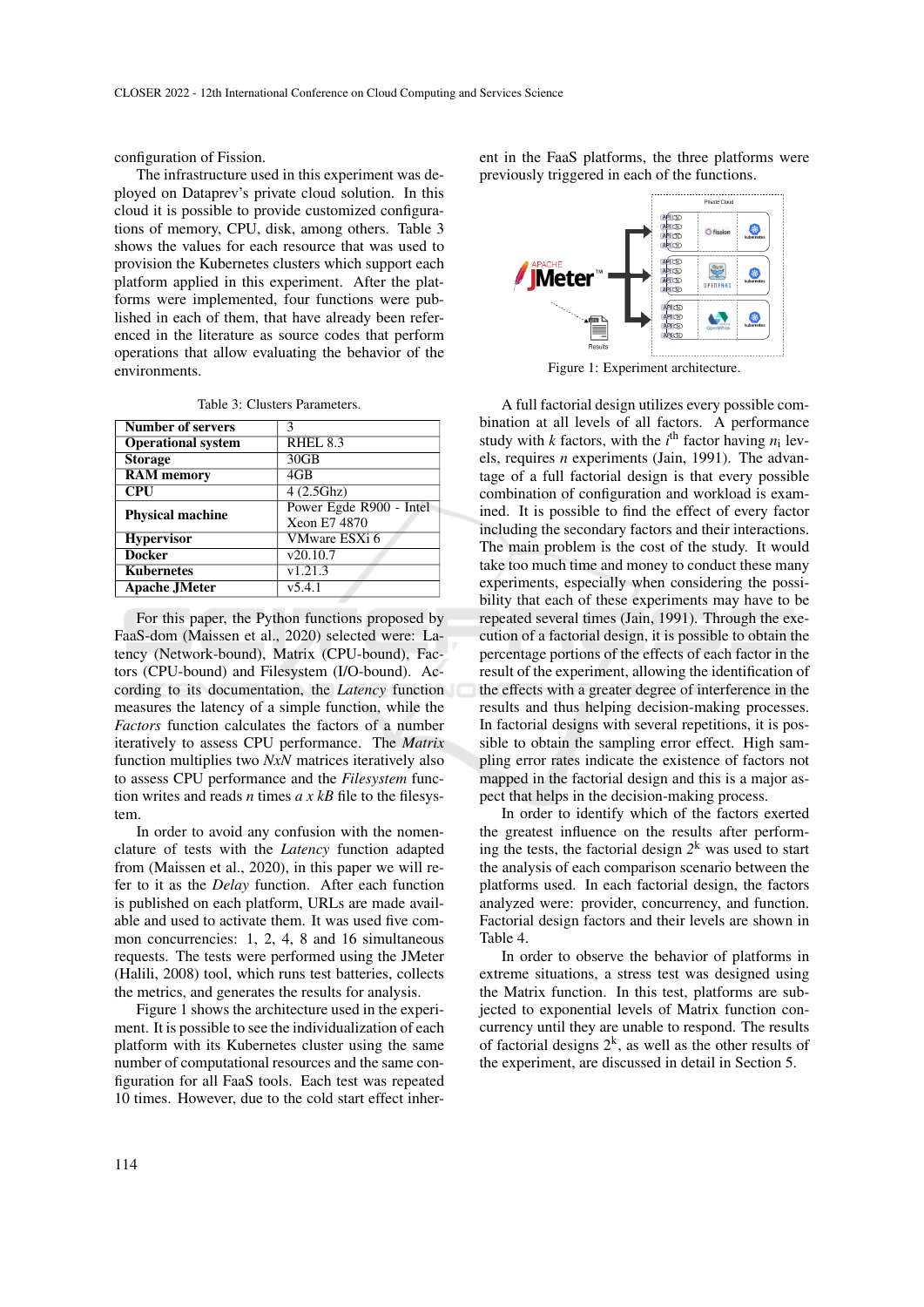configuration of Fission.

The infrastructure used in this experiment was deployed on Dataprev's private cloud solution. In this cloud it is possible to provide customized configurations of memory, CPU, disk, among others. Table 3 shows the values for each resource that was used to provision the Kubernetes clusters which support each platform applied in this experiment. After the platforms were implemented, four functions were published in each of them, that have already been referenced in the literature as source codes that perform operations that allow evaluating the behavior of the environments.

Table 3: Clusters Parameters.

| | |
|---|---|
| **Number of servers** | 3 |
| **Operational system** | RHEL 8.3 |
| **Storage** | 30GB |
| **RAM memory** | 4GB |
| **CPU** | 4 (2.5Ghz) |
| **Physical machine** | Power Egde R900 - Intel Xeon E7 4870 |
| **Hypervisor** | VMware ESXi 6 |
| **Docker** | v20.10.7 |
| **Kubernetes** | v1.21.3 |
| **Apache JMeter** | v5.4.1 |

For this paper, the Python functions proposed by FaaS-dom (Maissen et al., 2020) selected were: Latency (Network-bound), Matrix (CPU-bound), Factors (CPU-bound) and Filesystem (I/O-bound). According to its documentation, the *Latency* function measures the latency of a simple function, while the *Factors* function calculates the factors of a number iteratively to assess CPU performance. The *Matrix* function multiplies two *NxN* matrices iteratively also to assess CPU performance and the *Filesystem* function writes and reads *n* times *a x kB* file to the filesystem.

In order to avoid any confusion with the nomenclature of tests with the *Latency* function adapted from (Maissen et al., 2020), in this paper we will refer to it as the *Delay* function. After each function is published on each platform, URLs are made available and used to activate them. It was used five common concurrencies: 1, 2, 4, 8 and 16 simultaneous requests. The tests were performed using the JMeter (Halili, 2008) tool, which runs test batteries, collects the metrics, and generates the results for analysis.

Figure 1 shows the architecture used in the experiment. It is possible to see the individualization of each platform with its Kubernetes cluster using the same number of computational resources and the same configuration for all FaaS tools. Each test was repeated 10 times. However, due to the cold start effect inherent in the FaaS platforms, the three platforms were previously triggered in each of the functions.

Figure 1: Experiment architecture.

A full factorial design utilizes every possible combination at all levels of all factors. A performance study with $k$ factors, with the $i^{th}$ factor having $n_i$ levels, requires $n$ experiments (Jain, 1991). The advantage of a full factorial design is that every possible combination of configuration and workload is examined. It is possible to find the effect of every factor including the secondary factors and their interactions. The main problem is the cost of the study. It would take too much time and money to conduct these many experiments, especially when considering the possibility that each of these experiments may have to be repeated several times (Jain, 1991). Through the execution of a factorial design, it is possible to obtain the percentage portions of the effects of each factor in the result of the experiment, allowing the identification of the effects with a greater degree of interference in the results and thus helping decision-making processes. In factorial designs with several repetitions, it is possible to obtain the sampling error effect. High sampling error rates indicate the existence of factors not mapped in the factorial design and this is a major aspect that helps in the decision-making process.

In order to identify which of the factors exerted the greatest influence on the results after performing the tests, the factorial design $2^k$ was used to start the analysis of each comparison scenario between the platforms used. In each factorial design, the factors analyzed were: provider, concurrency, and function. Factorial design factors and their levels are shown in Table 4.

In order to observe the behavior of platforms in extreme situations, a stress test was designed using the Matrix function. In this test, platforms are subjected to exponential levels of Matrix function concurrency until they are unable to respond. The results of factorial designs $2^k$, as well as the other results of the experiment, are discussed in detail in Section 5.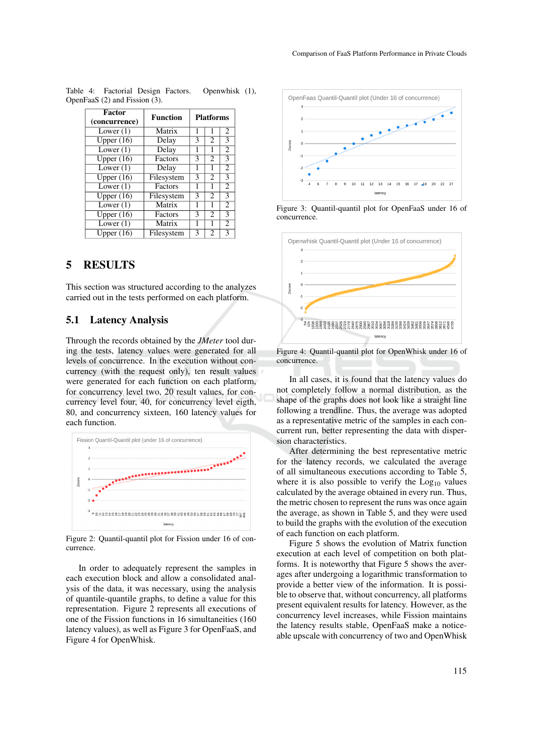Table 4: Factorial Design Factors. Openwhisk (1), OpenFaaS (2) and Fission (3).

| Factor (concurrence) | Function | Platforms | | |
|---|---|---|---|---|
| Lower (1) | Matrix | 1 | 1 | 2 |
| Upper (16) | Delay | 3 | 2 | 3 |
| Lower (1) | Delay | 1 | 1 | 2 |
| Upper (16) | Factors | 3 | 2 | 3 |
| Lower (1) | Delay | 1 | 1 | 2 |
| Upper (16) | Filesystem | 3 | 2 | 3 |
| Lower (1) | Factors | 1 | 1 | 2 |
| Upper (16) | Filesystem | 3 | 2 | 3 |
| Lower (1) | Matrix | 1 | 1 | 2 |
| Upper (16) | Factors | 3 | 2 | 3 |
| Lower (1) | Matrix | 1 | 1 | 2 |
| Upper (16) | Filesystem | 3 | 2 | 3 |

# 5 RESULTS

This section was structured according to the analyzes carried out in the tests performed on each platform.

## 5.1 Latency Analysis

Through the records obtained by the *JMeter* tool during the tests, latency values were generated for all levels of concurrence. In the execution without concurrency (with the request only), ten result values were generated for each function on each platform, for concurrency level two, 20 result values, for concurrency level four, 40, for concurrency level eigth, 80, and concurrency sixteen, 160 latency values for each function.

Figure 2: Quantil-quantil plot for Fission under 16 of concurrence.

In order to adequately represent the samples in each execution block and allow a consolidated analysis of the data, it was necessary, using the analysis of quantile-quantile graphs, to define a value for this representation. Figure 2 represents all executions of one of the Fission functions in 16 simultaneities (160 latency values), as well as Figure 3 for OpenFaaS, and Figure 4 for OpenWhisk.

Figure 3: Quantil-quantil plot for OpenFaaS under 16 of concurrence.

Figure 4: Quantil-quantil plot for OpenWhisk under 16 of concurrence.

In all cases, it is found that the latency values do not completely follow a normal distribution, as the shape of the graphs does not look like a straight line following a trendline. Thus, the average was adopted as a representative metric of the samples in each concurrent run, better representing the data with dispersion characteristics.

After determining the best representative metric for the latency records, we calculated the average of all simultaneous executions according to Table 5, where it is also possible to verify the $\text{Log}_{10}$ values calculated by the average obtained in every run. Thus, the metric chosen to represent the runs was once again the average, as shown in Table 5, and they were used to build the graphs with the evolution of the execution of each function on each platform.

Figure 5 shows the evolution of Matrix function execution at each level of competition on both platforms. It is noteworthy that Figure 5 shows the averages after undergoing a logarithmic transformation to provide a better view of the information. It is possible to observe that, without concurrency, all platforms present equivalent results for latency. However, as the concurrency level increases, while Fission maintains the latency results stable, OpenFaaS make a noticeable upscale with concurrency of two and OpenWhisk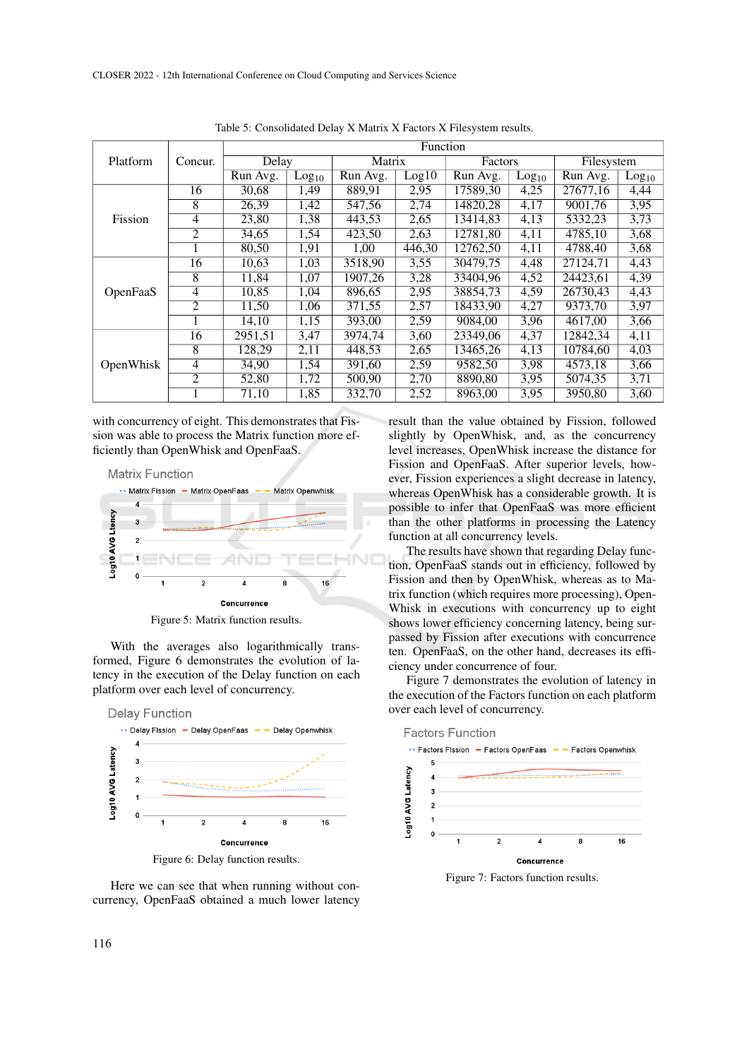Table 5: Consolidated Delay X Matrix X Factors X Filesystem results.

| Platform | Concur. | Function | | | | | | | |
|---|---|---|---|---|---|---|---|---|---|
| | | Delay | | Matrix | | Factors | | Filesystem | |
| | | Run Avg. | $Log_{10}$ | Run Avg. | Log10 | Run Avg. | $Log_{10}$ | Run Avg. | $Log_{10}$ |
| Fission | 16 | 30,68 | 1,49 | 889,91 | 2,95 | 17589,30 | 4,25 | 27677,16 | 4,44 |
| | 8 | 26,39 | 1,42 | 547,56 | 2,74 | 14820,28 | 4,17 | 9001,76 | 3,95 |
| | 4 | 23,80 | 1,38 | 443,53 | 2,65 | 13414,83 | 4,13 | 5332,23 | 3,73 |
| | 2 | 34,65 | 1,54 | 423,50 | 2,63 | 12781,80 | 4,11 | 4785,10 | 3,68 |
| | 1 | 80,50 | 1,91 | 1,00 | 446,30 | 12762,50 | 4,11 | 4788,40 | 3,68 |
| OpenFaaS | 16 | 10,63 | 1,03 | 3518,90 | 3,55 | 30479,75 | 4,48 | 27124,71 | 4,43 |
| | 8 | 11,84 | 1,07 | 1907,26 | 3,28 | 33404,96 | 4,52 | 24423,61 | 4,39 |
| | 4 | 10,85 | 1,04 | 896,65 | 2,95 | 38854,73 | 4,59 | 26730,43 | 4,43 |
| | 2 | 11,50 | 1,06 | 371,55 | 2,57 | 18433,90 | 4,27 | 9373,70 | 3,97 |
| | 1 | 14,10 | 1,15 | 393,00 | 2,59 | 9084,00 | 3,96 | 4617,00 | 3,66 |
| OpenWhisk | 16 | 2951,51 | 3,47 | 3974,74 | 3,60 | 23349,06 | 4,37 | 12842,34 | 4,11 |
| | 8 | 128,29 | 2,11 | 448,53 | 2,65 | 13465,26 | 4,13 | 10784,60 | 4,03 |
| | 4 | 34,90 | 1,54 | 391,60 | 2,59 | 9582,50 | 3,98 | 4573,18 | 3,66 |
| | 2 | 52,80 | 1,72 | 500,90 | 2,70 | 8890,80 | 3,95 | 5074,35 | 3,71 |
| | 1 | 71,10 | 1,85 | 332,70 | 2,52 | 8963,00 | 3,95 | 3950,80 | 3,60 |

with concurrency of eight. This demonstrates that Fission was able to process the Matrix function more efficiently than OpenWhisk and OpenFaaS.

Figure 5: Matrix function results.

With the averages also logarithmically transformed, Figure 6 demonstrates the evolution of latency in the execution of the Delay function on each platform over each level of concurrency.

Figure 6: Delay function results.

Here we can see that when running without concurrency, OpenFaaS obtained a much lower latency result than the value obtained by Fission, followed slightly by OpenWhisk, and, as the concurrency level increases, OpenWhisk increase the distance for Fission and OpenFaaS. After superior levels, however, Fission experiences a slight decrease in latency, whereas OpenWhisk has a considerable growth. It is possible to infer that OpenFaaS was more efficient than the other platforms in processing the Latency function at all concurrency levels.

The results have shown that regarding Delay function, OpenFaaS stands out in efficiency, followed by Fission and then by OpenWhisk, whereas as to Matrix function (which requires more processing), OpenWhisk in executions with concurrency up to eight shows lower efficiency concerning latency, being surpassed by Fission after executions with concurrence ten. OpenFaaS, on the other hand, decreases its efficiency under concurrence of four.

Figure 7 demonstrates the evolution of latency in the execution of the Factors function on each platform over each level of concurrency.

Figure 7: Factors function results.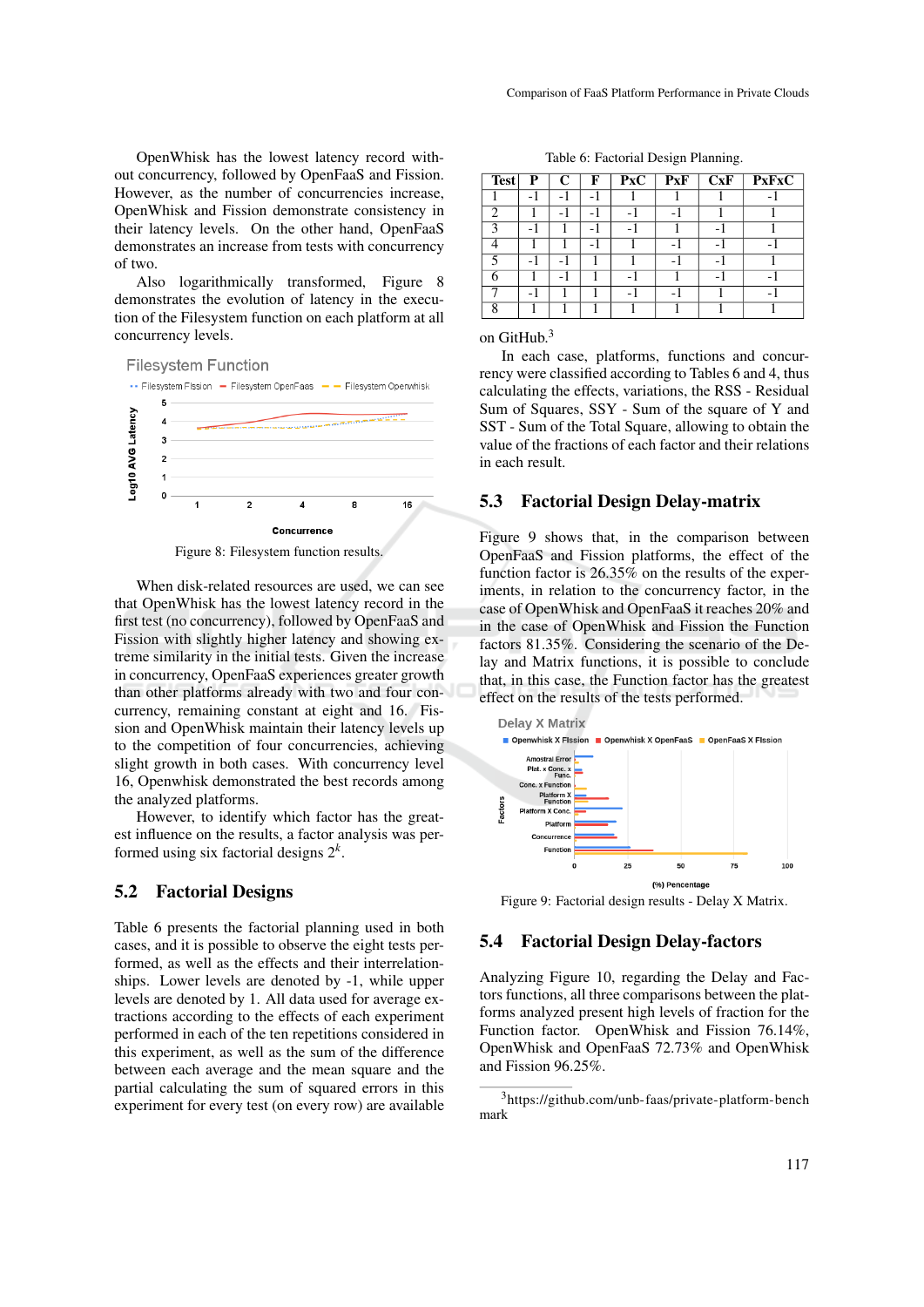OpenWhisk has the lowest latency record without concurrency, followed by OpenFaaS and Fission. However, as the number of concurrencies increase, OpenWhisk and Fission demonstrate consistency in their latency levels. On the other hand, OpenFaaS demonstrates an increase from tests with concurrency of two.

Also logarithmically transformed, Figure 8 demonstrates the evolution of latency in the execution of the Filesystem function on each platform at all concurrency levels.

Figure 8: Filesystem function results.

When disk-related resources are used, we can see that OpenWhisk has the lowest latency record in the first test (no concurrency), followed by OpenFaaS and Fission with slightly higher latency and showing extreme similarity in the initial tests. Given the increase in concurrency, OpenFaaS experiences greater growth than other platforms already with two and four concurrency, remaining constant at eight and 16. Fission and OpenWhisk maintain their latency levels up to the competition of four concurrencies, achieving slight growth in both cases. With concurrency level 16, Openwhisk demonstrated the best records among the analyzed platforms.

However, to identify which factor has the greatest influence on the results, a factor analysis was performed using six factorial designs $2^k$.

## 5.2 Factorial Designs

Table 6 presents the factorial planning used in both cases, and it is possible to observe the eight tests performed, as well as the effects and their interrelationships. Lower levels are denoted by -1, while upper levels are denoted by 1. All data used for average extractions according to the effects of each experiment performed in each of the ten repetitions considered in this experiment, as well as the sum of the difference between each average and the mean square and the partial calculating the sum of squared errors in this experiment for every test (on every row) are available on GitHub.[3]

Table 6: Factorial Design Planning.

| Test | P | C | F | PxC | PxF | CxF | PxFxC |
|---|---|---|---|---|---|---|---|
| 1 | -1 | -1 | -1 | 1 | 1 | 1 | -1 |
| 2 | 1 | -1 | -1 | -1 | -1 | 1 | 1 |
| 3 | -1 | 1 | -1 | -1 | 1 | -1 | 1 |
| 4 | 1 | 1 | -1 | 1 | -1 | -1 | -1 |
| 5 | -1 | -1 | 1 | 1 | -1 | -1 | 1 |
| 6 | 1 | -1 | 1 | -1 | 1 | -1 | -1 |
| 7 | -1 | 1 | 1 | -1 | -1 | 1 | -1 |
| 8 | 1 | 1 | 1 | 1 | 1 | 1 | 1 |

In each case, platforms, functions and concurrency were classified according to Tables 6 and 4, thus calculating the effects, variations, the RSS - Residual Sum of Squares, SSY - Sum of the square of Y and SST - Sum of the Total Square, allowing to obtain the value of the fractions of each factor and their relations in each result.

## 5.3 Factorial Design Delay-matrix

Figure 9 shows that, in the comparison between OpenFaaS and Fission platforms, the effect of the function factor is 26.35% on the results of the experiments, in relation to the concurrency factor, in the case of OpenWhisk and OpenFaaS it reaches 20% and in the case of OpenWhisk and Fission the Function factors 81.35%. Considering the scenario of the Delay and Matrix functions, it is possible to conclude that, in this case, the Function factor has the greatest effect on the results of the tests performed.

Figure 9: Factorial design results - Delay X Matrix.

## 5.4 Factorial Design Delay-factors

Analyzing Figure 10, regarding the Delay and Factors functions, all three comparisons between the platforms analyzed present high levels of fraction for the Function factor. OpenWhisk and Fission 76.14%, OpenWhisk and OpenFaaS 72.73% and OpenWhisk and Fission 96.25%.

[3] https://github.com/unb-faas/private-platform-benchmark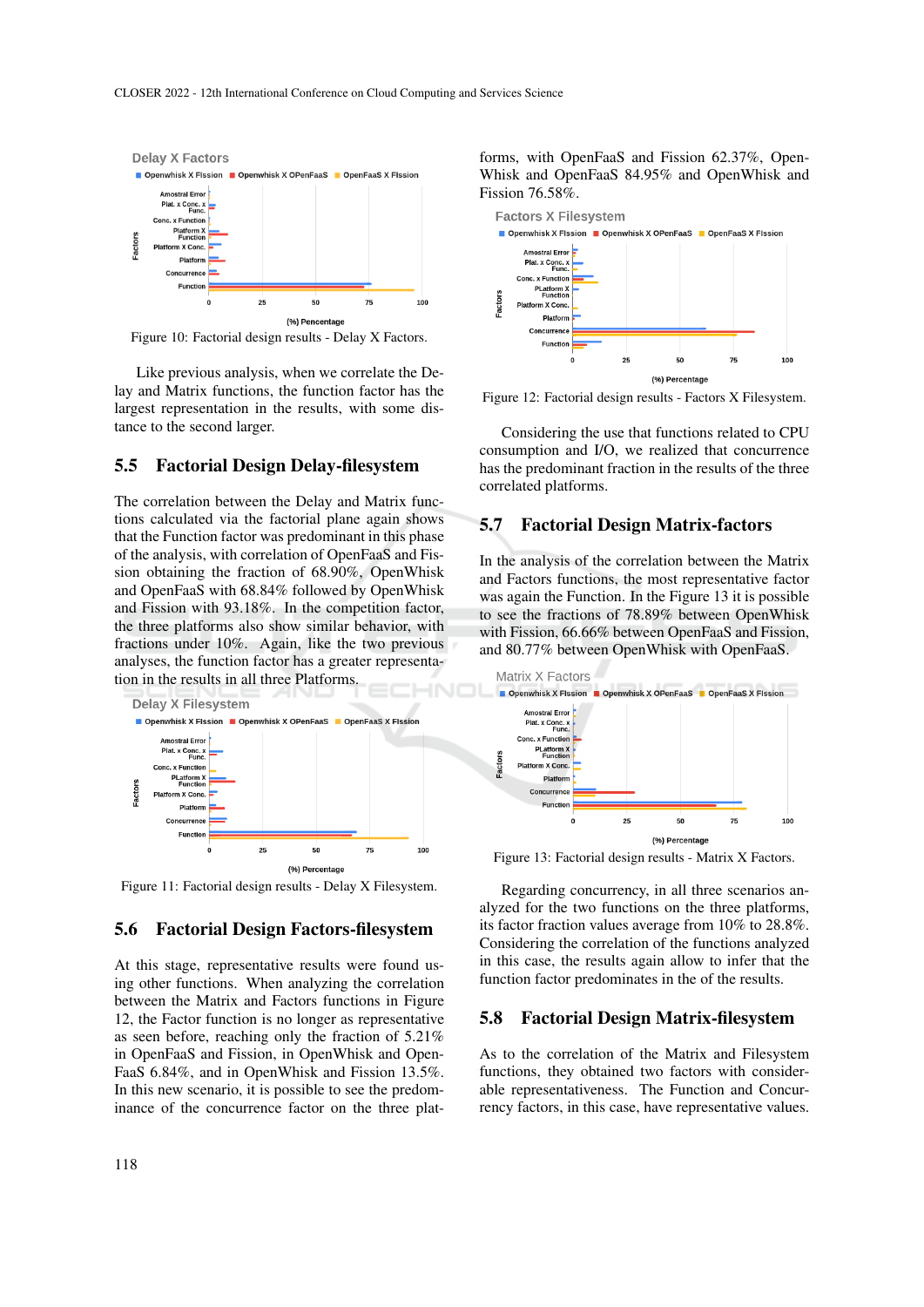Figure 10: Factorial design results - Delay X Factors.

Like previous analysis, when we correlate the Delay and Matrix functions, the function factor has the largest representation in the results, with some distance to the second larger.

## 5.5 Factorial Design Delay-filesystem

The correlation between the Delay and Matrix functions calculated via the factorial plane again shows that the Function factor was predominant in this phase of the analysis, with correlation of OpenFaaS and Fission obtaining the fraction of 68.90%, OpenWhisk and OpenFaaS with 68.84% followed by OpenWhisk and Fission with 93.18%. In the competition factor, the three platforms also show similar behavior, with fractions under 10%. Again, like the two previous analyses, the function factor has a greater representation in the results in all three Platforms.

Figure 11: Factorial design results - Delay X Filesystem.

## 5.6 Factorial Design Factors-filesystem

At this stage, representative results were found using other functions. When analyzing the correlation between the Matrix and Factors functions in Figure 12, the Factor function is no longer as representative as seen before, reaching only the fraction of 5.21% in OpenFaaS and Fission, in OpenWhisk and OpenFaaS 6.84%, and in OpenWhisk and Fission 13.5%. In this new scenario, it is possible to see the predominance of the concurrence factor on the three platforms, with OpenFaaS and Fission 62.37%, OpenWhisk and OpenFaaS 84.95% and OpenWhisk and Fission 76.58%.

Figure 12: Factorial design results - Factors X Filesystem.

Considering the use that functions related to CPU consumption and I/O, we realized that concurrence has the predominant fraction in the results of the three correlated platforms.

## 5.7 Factorial Design Matrix-factors

In the analysis of the correlation between the Matrix and Factors functions, the most representative factor was again the Function. In the Figure 13 it is possible to see the fractions of 78.89% between OpenWhisk with Fission, 66.66% between OpenFaaS and Fission, and 80.77% between OpenWhisk with OpenFaaS.

Figure 13: Factorial design results - Matrix X Factors.

Regarding concurrency, in all three scenarios analyzed for the two functions on the three platforms, its factor fraction values average from 10% to 28.8%. Considering the correlation of the functions analyzed in this case, the results again allow to infer that the function factor predominates in the of the results.

## 5.8 Factorial Design Matrix-filesystem

As to the correlation of the Matrix and Filesystem functions, they obtained two factors with considerable representativeness. The Function and Concurrency factors, in this case, have representative values.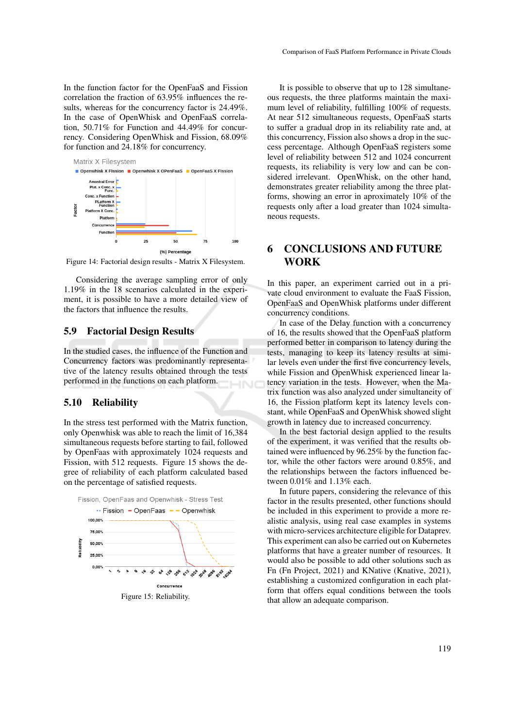In the function factor for the OpenFaaS and Fission correlation the fraction of 63.95% influences the results, whereas for the concurrency factor is 24.49%. In the case of OpenWhisk and OpenFaaS correlation, 50.71% for Function and 44.49% for concurrency. Considering OpenWhisk and Fission, 68.09% for function and 24.18% for concurrency.

Figure 14: Factorial design results - Matrix X Filesystem.

Considering the average sampling error of only 1.19% in the 18 scenarios calculated in the experiment, it is possible to have a more detailed view of the factors that influence the results.

### 5.9 Factorial Design Results

In the studied cases, the influence of the Function and Concurrency factors was predominantly representative of the latency results obtained through the tests performed in the functions on each platform.

### 5.10 Reliability

In the stress test performed with the Matrix function, only Openwhisk was able to reach the limit of 16,384 simultaneous requests before starting to fail, followed by OpenFaas with approximately 1024 requests and Fission, with 512 requests. Figure 15 shows the degree of reliability of each platform calculated based on the percentage of satisfied requests.

Figure 15: Reliability.

It is possible to observe that up to 128 simultaneous requests, the three platforms maintain the maximum level of reliability, fulfilling 100% of requests. At near 512 simultaneous requests, OpenFaaS starts to suffer a gradual drop in its reliability rate and, at this concurrency, Fission also shows a drop in the success percentage. Although OpenFaaS registers some level of reliability between 512 and 1024 concurrent requests, its reliability is very low and can be considered irrelevant. OpenWhisk, on the other hand, demonstrates greater reliability among the three platforms, showing an error in aproximately 10% of the requests only after a load greater than 1024 simultaneous requests.

## 6 CONCLUSIONS AND FUTURE WORK

In this paper, an experiment carried out in a private cloud environment to evaluate the FaaS Fission, OpenFaaS and OpenWhisk platforms under different concurrency conditions.

In case of the Delay function with a concurrency of 16, the results showed that the OpenFaaS platform performed better in comparison to latency during the tests, managing to keep its latency results at similar levels even under the first five concurrency levels, while Fission and OpenWhisk experienced linear latency variation in the tests. However, when the Matrix function was also analyzed under simultaneity of 16, the Fission platform kept its latency levels constant, while OpenFaaS and OpenWhisk showed slight growth in latency due to increased concurrency.

In the best factorial design applied to the results of the experiment, it was verified that the results obtained were influenced by 96.25% by the function factor, while the other factors were around 0.85%, and the relationships between the factors influenced between 0.01% and 1.13% each.

In future papers, considering the relevance of this factor in the results presented, other functions should be included in this experiment to provide a more realistic analysis, using real case examples in systems with micro-services architecture eligible for Dataprev. This experiment can also be carried out on Kubernetes platforms that have a greater number of resources. It would also be possible to add other solutions such as Fn (Fn Project, 2021) and KNative (Knative, 2021), establishing a customized configuration in each platform that offers equal conditions between the tools that allow an adequate comparison.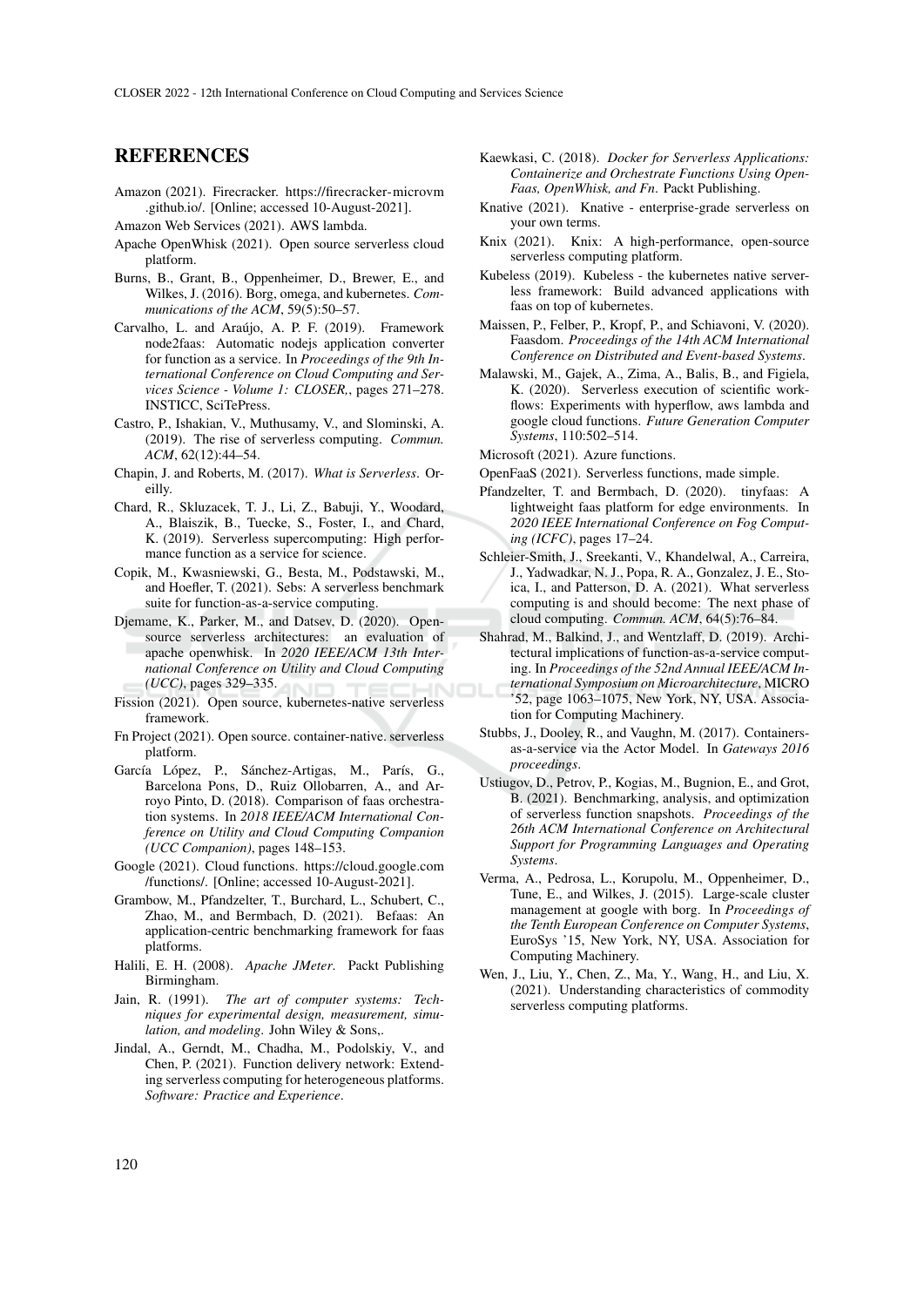## REFERENCES

Amazon (2021). Firecracker. https://firecracker-microvm.github.io/. [Online; accessed 10-August-2021].

Amazon Web Services (2021). AWS lambda.

Apache OpenWhisk (2021). Open source serverless cloud platform.

Burns, B., Grant, B., Oppenheimer, D., Brewer, E., and Wilkes, J. (2016). Borg, omega, and kubernetes. *Communications of the ACM*, 59(5):50–57.

Carvalho, L. and Araújo, A. P. F. (2019). Framework node2faas: Automatic nodejs application converter for function as a service. In *Proceedings of the 9th International Conference on Cloud Computing and Services Science - Volume 1: CLOSER,*, pages 271–278. INSTICC, SciTePress.

Castro, P., Ishakian, V., Muthusamy, V., and Slominski, A. (2019). The rise of serverless computing. *Commun. ACM*, 62(12):44–54.

Chapin, J. and Roberts, M. (2017). *What is Serverless*. Oreilly.

Chard, R., Skluzacek, T. J., Li, Z., Babuji, Y., Woodard, A., Blaiszik, B., Tuecke, S., Foster, I., and Chard, K. (2019). Serverless supercomputing: High performance function as a service for science.

Copik, M., Kwasniewski, G., Besta, M., Podstawski, M., and Hoefler, T. (2021). Sebs: A serverless benchmark suite for function-as-a-service computing.

Djemame, K., Parker, M., and Datsev, D. (2020). Open-source serverless architectures: an evaluation of apache openwhisk. In *2020 IEEE/ACM 13th International Conference on Utility and Cloud Computing (UCC)*, pages 329–335.

Fission (2021). Open source, kubernetes-native serverless framework.

Fn Project (2021). Open source. container-native. serverless platform.

García López, P., Sánchez-Artigas, M., París, G., Barcelona Pons, D., Ruiz Ollobarren, A., and Arroyo Pinto, D. (2018). Comparison of faas orchestration systems. In *2018 IEEE/ACM International Conference on Utility and Cloud Computing Companion (UCC Companion)*, pages 148–153.

Google (2021). Cloud functions. https://cloud.google.com/functions/. [Online; accessed 10-August-2021].

Grambow, M., Pfandzelter, T., Burchard, L., Schubert, C., Zhao, M., and Bermbach, D. (2021). Befaas: An application-centric benchmarking framework for faas platforms.

Halili, E. H. (2008). *Apache JMeter*. Packt Publishing Birmingham.

Jain, R. (1991). *The art of computer systems: Techniques for experimental design, measurement, simulation, and modeling*. John Wiley & Sons,.

Jindal, A., Gerndt, M., Chadha, M., Podolskiy, V., and Chen, P. (2021). Function delivery network: Extending serverless computing for heterogeneous platforms. *Software: Practice and Experience*.

Kaewkasi, C. (2018). *Docker for Serverless Applications: Containerize and Orchestrate Functions Using OpenFaas, OpenWhisk, and Fn*. Packt Publishing.

Knative (2021). Knative - enterprise-grade serverless on your own terms.

Knix (2021). Knix: A high-performance, open-source serverless computing platform.

Kubeless (2019). Kubeless - the kubernetes native serverless framework: Build advanced applications with faas on top of kubernetes.

Maissen, P., Felber, P., Kropf, P., and Schiavoni, V. (2020). Faasdom. *Proceedings of the 14th ACM International Conference on Distributed and Event-based Systems*.

Malawski, M., Gajek, A., Zima, A., Balis, B., and Figiela, K. (2020). Serverless execution of scientific workflows: Experiments with hyperflow, aws lambda and google cloud functions. *Future Generation Computer Systems*, 110:502–514.

Microsoft (2021). Azure functions.

OpenFaaS (2021). Serverless functions, made simple.

Pfandzelter, T. and Bermbach, D. (2020). tinyfaas: A lightweight faas platform for edge environments. In *2020 IEEE International Conference on Fog Computing (ICFC)*, pages 17–24.

Schleier-Smith, J., Sreekanti, V., Khandelwal, A., Carreira, J., Yadwadkar, N. J., Popa, R. A., Gonzalez, J. E., Stoica, I., and Patterson, D. A. (2021). What serverless computing is and should become: The next phase of cloud computing. *Commun. ACM*, 64(5):76–84.

Shahrad, M., Balkind, J., and Wentzlaff, D. (2019). Architectural implications of function-as-a-service computing. In *Proceedings of the 52nd Annual IEEE/ACM International Symposium on Microarchitecture*, MICRO '52, page 1063–1075, New York, NY, USA. Association for Computing Machinery.

Stubbs, J., Dooley, R., and Vaughn, M. (2017). Containers-as-a-service via the Actor Model. In *Gateways 2016 proceedings*.

Ustiugov, D., Petrov, P., Kogias, M., Bugnion, E., and Grot, B. (2021). Benchmarking, analysis, and optimization of serverless function snapshots. *Proceedings of the 26th ACM International Conference on Architectural Support for Programming Languages and Operating Systems*.

Verma, A., Pedrosa, L., Korupolu, M., Oppenheimer, D., Tune, E., and Wilkes, J. (2015). Large-scale cluster management at google with borg. In *Proceedings of the Tenth European Conference on Computer Systems*, EuroSys '15, New York, NY, USA. Association for Computing Machinery.

Wen, J., Liu, Y., Chen, Z., Ma, Y., Wang, H., and Liu, X. (2021). Understanding characteristics of commodity serverless computing platforms.